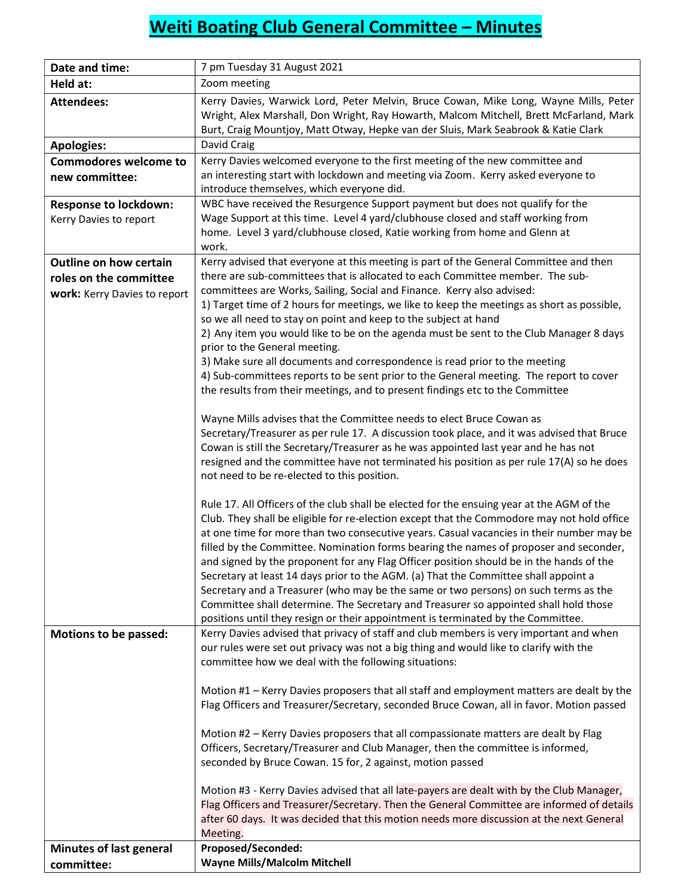# Weiti Boating Club General Committee – Minutes

| | |
|---|---|
| **Date and time:** | 7 pm Tuesday 31 August 2021 |
| **Held at:** | Zoom meeting |
| **Attendees:** | Kerry Davies, Warwick Lord, Peter Melvin, Bruce Cowan, Mike Long, Wayne Mills, Peter Wright, Alex Marshall, Don Wright, Ray Howarth, Malcom Mitchell, Brett McFarland, Mark Burt, Craig Mountjoy, Matt Otway, Hepke van der Sluis, Mark Seabrook & Katie Clark |
| **Apologies:** | David Craig |
| **Commodores welcome to new committee:** | Kerry Davies welcomed everyone to the first meeting of the new committee and an interesting start with lockdown and meeting via Zoom. Kerry asked everyone to introduce themselves, which everyone did. |
| **Response to lockdown:** Kerry Davies to report | WBC have received the Resurgence Support payment but does not qualify for the Wage Support at this time. Level 4 yard/clubhouse closed and staff working from home. Level 3 yard/clubhouse closed, Katie working from home and Glenn at work. |
| **Outline on how certain roles on the committee work:** Kerry Davies to report | Kerry advised that everyone at this meeting is part of the General Committee and then there are sub-committees that is allocated to each Committee member. The sub-committees are Works, Sailing, Social and Finance. Kerry also advised:<br>1) Target time of 2 hours for meetings, we like to keep the meetings as short as possible, so we all need to stay on point and keep to the subject at hand<br>2) Any item you would like to be on the agenda must be sent to the Club Manager 8 days prior to the General meeting.<br>3) Make sure all documents and correspondence is read prior to the meeting<br>4) Sub-committees reports to be sent prior to the General meeting. The report to cover the results from their meetings, and to present findings etc to the Committee<br><br>Wayne Mills advises that the Committee needs to elect Bruce Cowan as Secretary/Treasurer as per rule 17. A discussion took place, and it was advised that Bruce Cowan is still the Secretary/Treasurer as he was appointed last year and he has not resigned and the committee have not terminated his position as per rule 17(A) so he does not need to be re-elected to this position.<br><br>Rule 17. All Officers of the club shall be elected for the ensuing year at the AGM of the Club. They shall be eligible for re-election except that the Commodore may not hold office at one time for more than two consecutive years. Casual vacancies in their number may be filled by the Committee. Nomination forms bearing the names of proposer and seconder, and signed by the proponent for any Flag Officer position should be in the hands of the Secretary at least 14 days prior to the AGM. (a) That the Committee shall appoint a Secretary and a Treasurer (who may be the same or two persons) on such terms as the Committee shall determine. The Secretary and Treasurer so appointed shall hold those positions until they resign or their appointment is terminated by the Committee. |
| **Motions to be passed:** | Kerry Davies advised that privacy of staff and club members is very important and when our rules were set out privacy was not a big thing and would like to clarify with the committee how we deal with the following situations:<br><br>Motion #1 – Kerry Davies proposers that all staff and employment matters are dealt by the Flag Officers and Treasurer/Secretary, seconded Bruce Cowan, all in favor. Motion passed<br><br>Motion #2 – Kerry Davies proposers that all compassionate matters are dealt by Flag Officers, Secretary/Treasurer and Club Manager, then the committee is informed, seconded by Bruce Cowan. 15 for, 2 against, motion passed<br><br>Motion #3 - Kerry Davies advised that all late-payers are dealt with by the Club Manager, Flag Officers and Treasurer/Secretary. Then the General Committee are informed of details after 60 days. It was decided that this motion needs more discussion at the next General Meeting. |
| **Minutes of last general committee:** | **Proposed/Seconded:**<br>**Wayne Mills/Malcolm Mitchell** |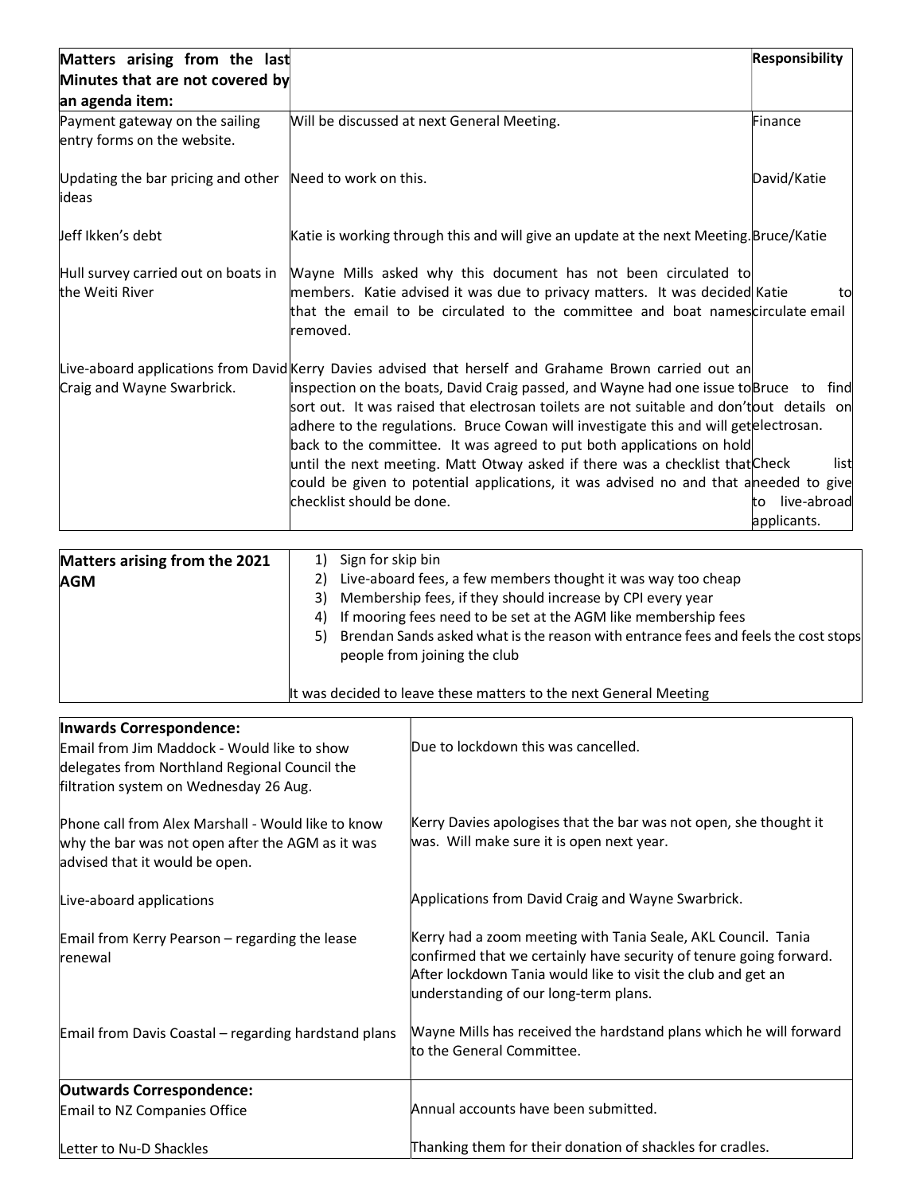| Matters arising from the last Minutes that are not covered by an agenda item: | | Responsibility |
|---|---|---|
| Payment gateway on the sailing entry forms on the website. | Will be discussed at next General Meeting. | Finance |
| Updating the bar pricing and other ideas | Need to work on this. | David/Katie |
| Jeff Ikken's debt | Katie is working through this and will give an update at the next Meeting. | Bruce/Katie |
| Hull survey carried out on boats in the Weiti River | Wayne Mills asked why this document has not been circulated to members. Katie advised it was due to privacy matters. It was decided that the email to be circulated to the committee and boat names removed. | Katie to circulate email |
| Live-aboard applications from David Craig and Wayne Swarbrick. | Kerry Davies advised that herself and Grahame Brown carried out an inspection on the boats, David Craig passed, and Wayne had one issue to sort out. It was raised that electrosan toilets are not suitable and don't adhere to the regulations. Bruce Cowan will investigate this and will get back to the committee. It was agreed to put both applications on hold until the next meeting. Matt Otway asked if there was a checklist that could be given to potential applications, it was advised no and that a checklist should be done. | Bruce to find out details on electrosan.<br><br>Check list needed to give to live-abroad applicants. |

| Matters arising from the 2021 AGM | |
|---|---|
| | 1) Sign for skip bin<br>2) Live-aboard fees, a few members thought it was way too cheap<br>3) Membership fees, if they should increase by CPI every year<br>4) If mooring fees need to be set at the AGM like membership fees<br>5) Brendan Sands asked what is the reason with entrance fees and feels the cost stops people from joining the club |
| | It was decided to leave these matters to the next General Meeting |

| Inwards Correspondence: | |
|---|---|
| Email from Jim Maddock - Would like to show delegates from Northland Regional Council the filtration system on Wednesday 26 Aug. | Due to lockdown this was cancelled. |
| Phone call from Alex Marshall - Would like to know why the bar was not open after the AGM as it was advised that it would be open. | Kerry Davies apologises that the bar was not open, she thought it was. Will make sure it is open next year. |
| Live-aboard applications | Applications from David Craig and Wayne Swarbrick. |
| Email from Kerry Pearson – regarding the lease renewal | Kerry had a zoom meeting with Tania Seale, AKL Council. Tania confirmed that we certainly have security of tenure going forward. After lockdown Tania would like to visit the club and get an understanding of our long-term plans. |
| Email from Davis Coastal – regarding hardstand plans | Wayne Mills has received the hardstand plans which he will forward to the General Committee. |
| **Outwards Correspondence:** | |
| Email to NZ Companies Office | Annual accounts have been submitted. |
| Letter to Nu-D Shackles | Thanking them for their donation of shackles for cradles. |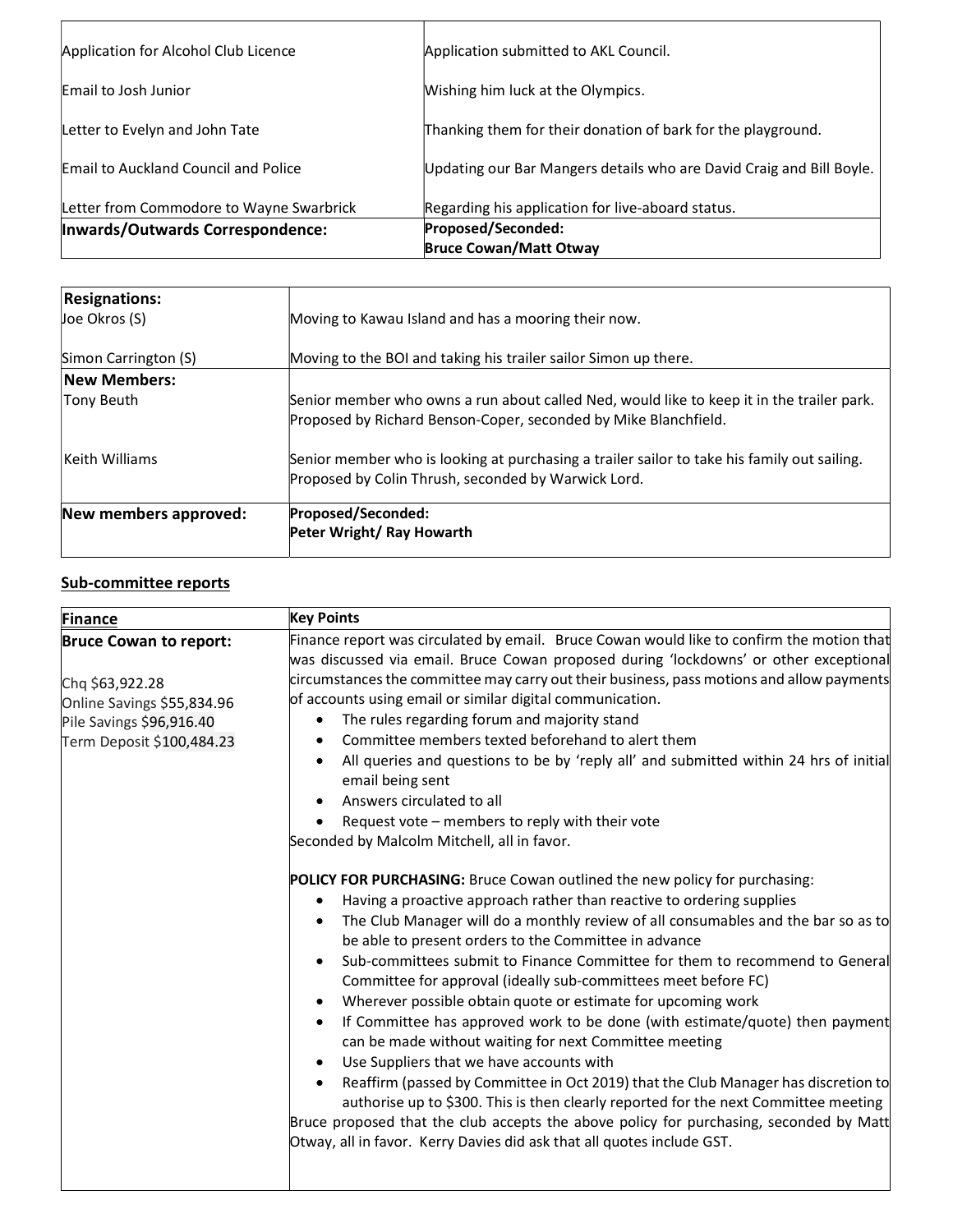| | |
|---|---|
| Application for Alcohol Club Licence | Application submitted to AKL Council. |
| Email to Josh Junior | Wishing him luck at the Olympics. |
| Letter to Evelyn and John Tate | Thanking them for their donation of bark for the playground. |
| Email to Auckland Council and Police | Updating our Bar Mangers details who are David Craig and Bill Boyle. |
| Letter from Commodore to Wayne Swarbrick | Regarding his application for live-aboard status. |
| **Inwards/Outwards Correspondence:** | **Proposed/Seconded:**<br>**Bruce Cowan/Matt Otway** |

| | |
|---|---|
| **Resignations:** | |
| Joe Okros (S) | Moving to Kawau Island and has a mooring their now. |
| Simon Carrington (S) | Moving to the BOI and taking his trailer sailor Simon up there. |
| **New Members:** | |
| Tony Beuth | Senior member who owns a run about called Ned, would like to keep it in the trailer park. Proposed by Richard Benson-Coper, seconded by Mike Blanchfield. |
| Keith Williams | Senior member who is looking at purchasing a trailer sailor to take his family out sailing. Proposed by Colin Thrush, seconded by Warwick Lord. |
| **New members approved:** | **Proposed/Seconded:**<br>**Peter Wright/ Ray Howarth** |

## Sub-committee reports

| Finance | Key Points |
|---|---|
| **Bruce Cowan to report:**<br><br>Chq $63,922.28<br>Online Savings $55,834.96<br>Pile Savings $96,916.40<br>Term Deposit $100,484.23 | Finance report was circulated by email. Bruce Cowan would like to confirm the motion that was discussed via email. Bruce Cowan proposed during 'lockdowns' or other exceptional circumstances the committee may carry out their business, pass motions and allow payments of accounts using email or similar digital communication.<br>• The rules regarding forum and majority stand<br>• Committee members texted beforehand to alert them<br>• All queries and questions to be by 'reply all' and submitted within 24 hrs of initial email being sent<br>• Answers circulated to all<br>• Request vote – members to reply with their vote<br>Seconded by Malcolm Mitchell, all in favor.<br><br>**POLICY FOR PURCHASING:** Bruce Cowan outlined the new policy for purchasing:<br>• Having a proactive approach rather than reactive to ordering supplies<br>• The Club Manager will do a monthly review of all consumables and the bar so as to be able to present orders to the Committee in advance<br>• Sub-committees submit to Finance Committee for them to recommend to General Committee for approval (ideally sub-committees meet before FC)<br>• Wherever possible obtain quote or estimate for upcoming work<br>• If Committee has approved work to be done (with estimate/quote) then payment can be made without waiting for next Committee meeting<br>• Use Suppliers that we have accounts with<br>• Reaffirm (passed by Committee in Oct 2019) that the Club Manager has discretion to authorise up to $300. This is then clearly reported for the next Committee meeting<br>Bruce proposed that the club accepts the above policy for purchasing, seconded by Matt Otway, all in favor. Kerry Davies did ask that all quotes include GST. |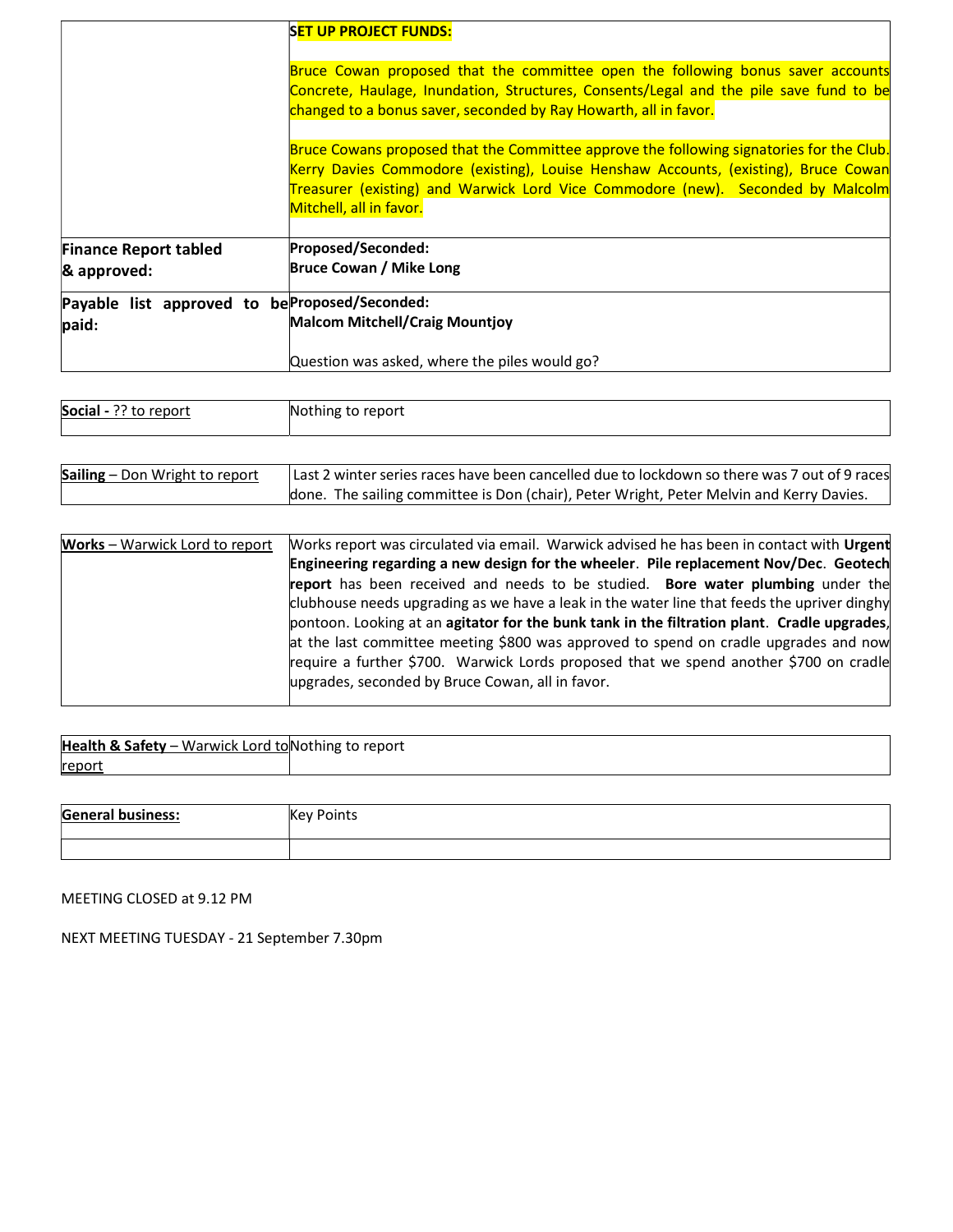| | |
|---|---|
| | **SET UP PROJECT FUNDS:**<br><br>Bruce Cowan proposed that the committee open the following bonus saver accounts Concrete, Haulage, Inundation, Structures, Consents/Legal and the pile save fund to be changed to a bonus saver, seconded by Ray Howarth, all in favor.<br><br>Bruce Cowans proposed that the Committee approve the following signatories for the Club. Kerry Davies Commodore (existing), Louise Henshaw Accounts, (existing), Bruce Cowan Treasurer (existing) and Warwick Lord Vice Commodore (new). Seconded by Malcolm Mitchell, all in favor. |
| **Finance Report tabled & approved:** | **Proposed/Seconded:**<br>**Bruce Cowan / Mike Long** |
| **Payable list approved to be paid:** | **Proposed/Seconded:**<br>**Malcom Mitchell/Craig Mountjoy**<br><br>Question was asked, where the piles would go? |

| | |
|---|---|
| **Social** - ?? to report | Nothing to report |

| | |
|---|---|
| **Sailing** – Don Wright to report | Last 2 winter series races have been cancelled due to lockdown so there was 7 out of 9 races done. The sailing committee is Don (chair), Peter Wright, Peter Melvin and Kerry Davies. |

| | |
|---|---|
| **Works** – Warwick Lord to report | Works report was circulated via email. Warwick advised he has been in contact with **Urgent Engineering regarding a new design for the wheeler**. **Pile replacement Nov/Dec**. **Geotech report** has been received and needs to be studied. **Bore water plumbing** under the clubhouse needs upgrading as we have a leak in the water line that feeds the upriver dinghy pontoon. Looking at an **agitator for the bunk tank in the filtration plant**. **Cradle upgrades**, at the last committee meeting $800 was approved to spend on cradle upgrades and now require a further $700. Warwick Lords proposed that we spend another $700 on cradle upgrades, seconded by Bruce Cowan, all in favor. |

| | |
|---|---|
| **Health & Safety** – Warwick Lord to report | Nothing to report |

| | |
|---|---|
| **General business:** | Key Points |
| | |

MEETING CLOSED at 9.12 PM

NEXT MEETING TUESDAY - 21 September 7.30pm